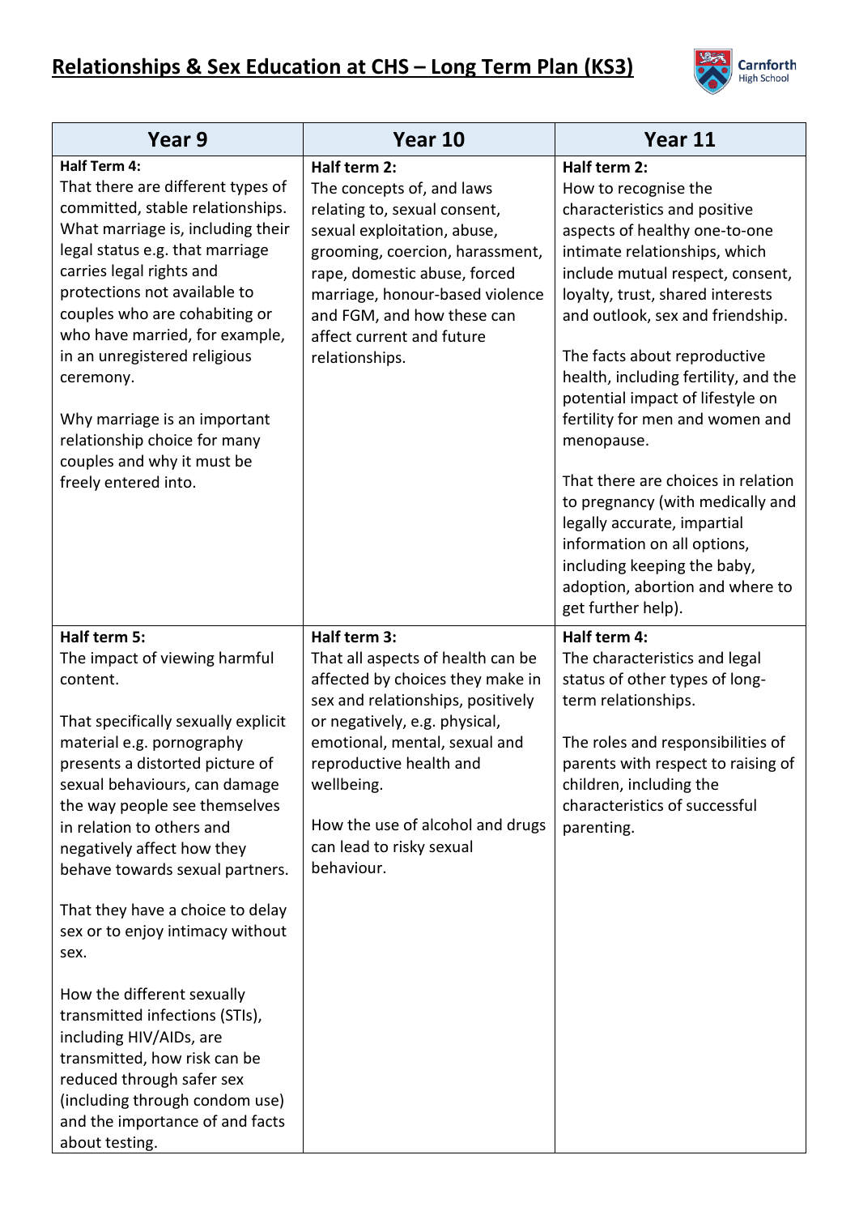# Relationships & Sex Education at CHS – Long Term Plan (KS3)

Carnforth High School

| Year 9 | Year 10 | Year 11 |
| --- | --- | --- |
| **Half Term 4:**<br>That there are different types of committed, stable relationships. What marriage is, including their legal status e.g. that marriage carries legal rights and protections not available to couples who are cohabiting or who have married, for example, in an unregistered religious ceremony.<br><br>Why marriage is an important relationship choice for many couples and why it must be freely entered into. | **Half term 2:**<br>The concepts of, and laws relating to, sexual consent, sexual exploitation, abuse, grooming, coercion, harassment, rape, domestic abuse, forced marriage, honour-based violence and FGM, and how these can affect current and future relationships. | **Half term 2:**<br>How to recognise the characteristics and positive aspects of healthy one-to-one intimate relationships, which include mutual respect, consent, loyalty, trust, shared interests and outlook, sex and friendship.<br><br>The facts about reproductive health, including fertility, and the potential impact of lifestyle on fertility for men and women and menopause.<br><br>That there are choices in relation to pregnancy (with medically and legally accurate, impartial information on all options, including keeping the baby, adoption, abortion and where to get further help). |
| **Half term 5:**<br>The impact of viewing harmful content.<br><br>That specifically sexually explicit material e.g. pornography presents a distorted picture of sexual behaviours, can damage the way people see themselves in relation to others and negatively affect how they behave towards sexual partners.<br><br>That they have a choice to delay sex or to enjoy intimacy without sex.<br><br>How the different sexually transmitted infections (STIs), including HIV/AIDs, are transmitted, how risk can be reduced through safer sex (including through condom use) and the importance of and facts about testing. | **Half term 3:**<br>That all aspects of health can be affected by choices they make in sex and relationships, positively or negatively, e.g. physical, emotional, mental, sexual and reproductive health and wellbeing.<br><br>How the use of alcohol and drugs can lead to risky sexual behaviour. | **Half term 4:**<br>The characteristics and legal status of other types of long-term relationships.<br><br>The roles and responsibilities of parents with respect to raising of children, including the characteristics of successful parenting. |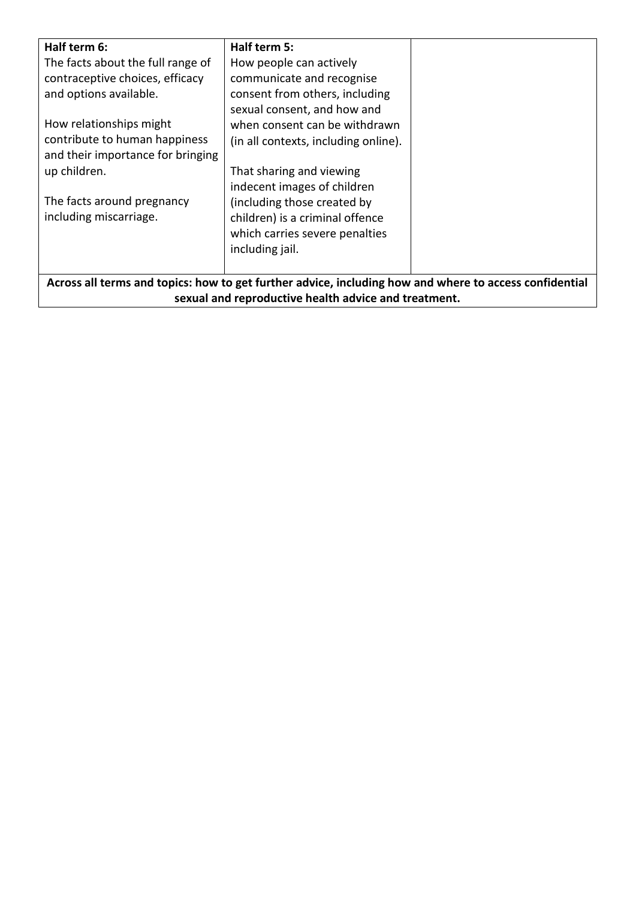| | | |
|---|---|---|
| **Half term 6:**<br>The facts about the full range of contraceptive choices, efficacy and options available.<br><br>How relationships might contribute to human happiness and their importance for bringing up children.<br><br>The facts around pregnancy including miscarriage. | **Half term 5:**<br>How people can actively communicate and recognise consent from others, including sexual consent, and how and when consent can be withdrawn (in all contexts, including online).<br><br>That sharing and viewing indecent images of children (including those created by children) is a criminal offence which carries severe penalties including jail. | |
| **Across all terms and topics: how to get further advice, including how and where to access confidential sexual and reproductive health advice and treatment.** | | |